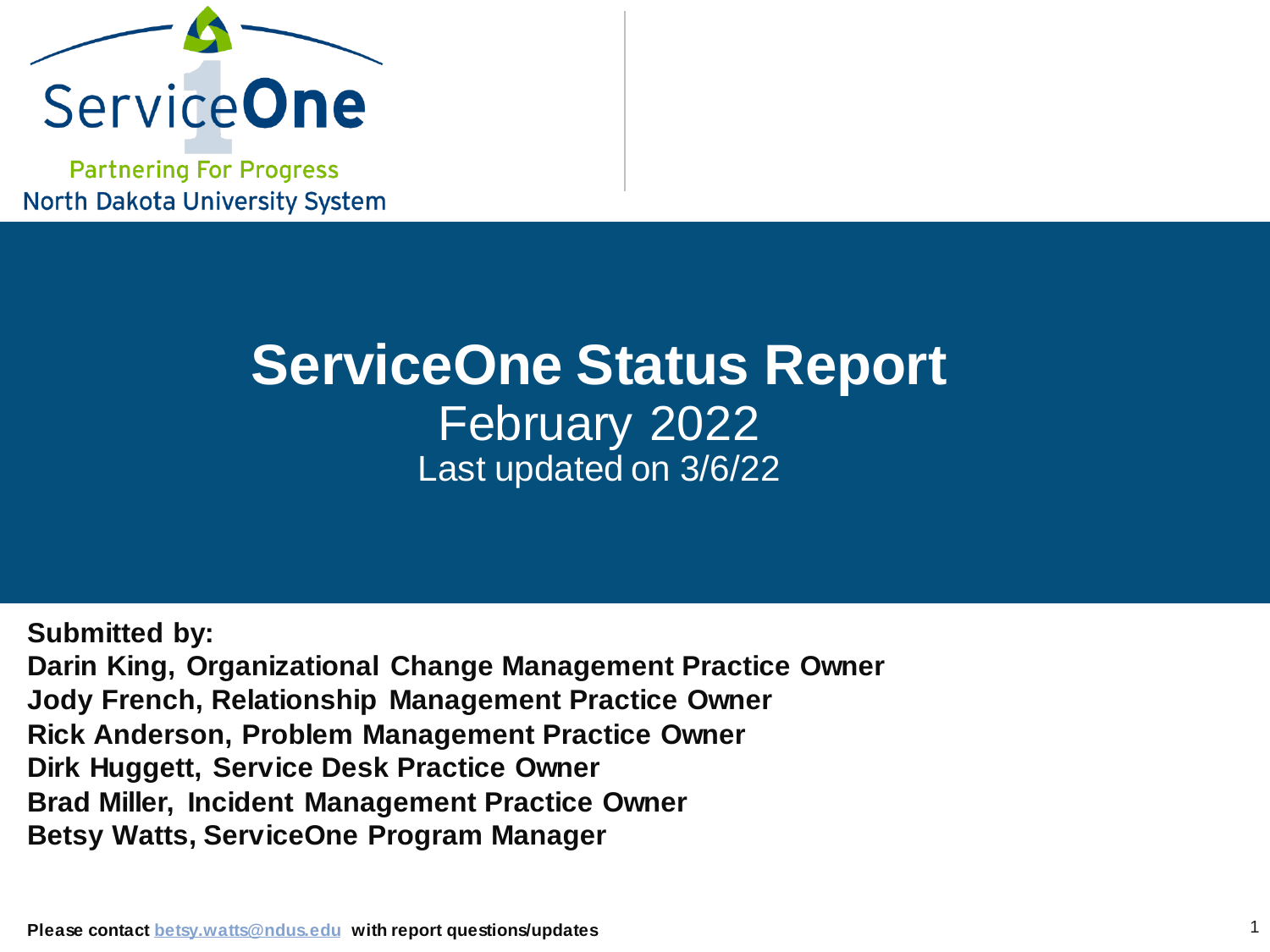ServiceOne

Partnering For Progress

North Dakota University System

# ServiceOne Status Report

## February 2022

Last updated on 3/6/22

**Submitted by:**

**Darin King, Organizational Change Management Practice Owner**
**Jody French, Relationship Management Practice Owner**
**Rick Anderson, Problem Management Practice Owner**
**Dirk Huggett, Service Desk Practice Owner**
**Brad Miller, Incident Management Practice Owner**
**Betsy Watts, ServiceOne Program Manager**

**Please contact [betsy.watts@ndus.edu](mailto:betsy.watts@ndus.edu) with report questions/updates**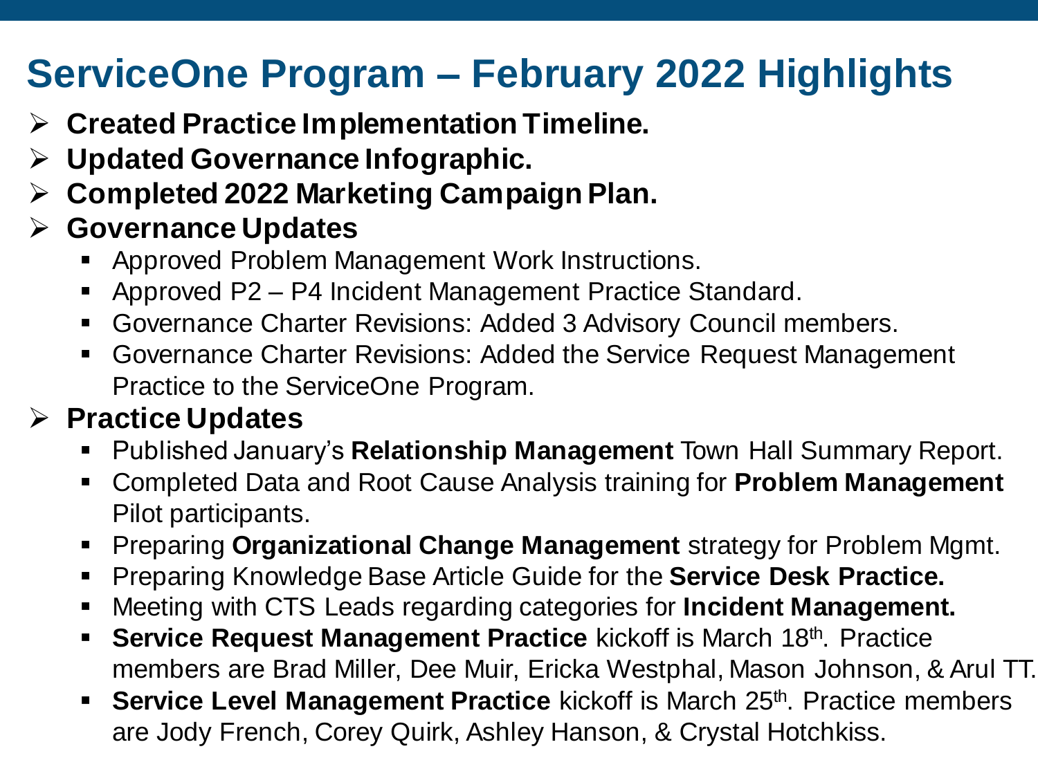# ServiceOne Program – February 2022 Highlights

- **Created Practice Implementation Timeline.**
- **Updated Governance Infographic.**
- **Completed 2022 Marketing Campaign Plan.**
- **Governance Updates**
  - Approved Problem Management Work Instructions.
  - Approved P2 – P4 Incident Management Practice Standard.
  - Governance Charter Revisions: Added 3 Advisory Council members.
  - Governance Charter Revisions: Added the Service Request Management Practice to the ServiceOne Program.
- **Practice Updates**
  - Published January's **Relationship Management** Town Hall Summary Report.
  - Completed Data and Root Cause Analysis training for **Problem Management** Pilot participants.
  - Preparing **Organizational Change Management** strategy for Problem Mgmt.
  - Preparing Knowledge Base Article Guide for the **Service Desk Practice.**
  - Meeting with CTS Leads regarding categories for **Incident Management.**
  - **Service Request Management Practice** kickoff is March 18th. Practice members are Brad Miller, Dee Muir, Ericka Westphal, Mason Johnson, & Arul TT.
  - **Service Level Management Practice** kickoff is March 25th. Practice members are Jody French, Corey Quirk, Ashley Hanson, & Crystal Hotchkiss.